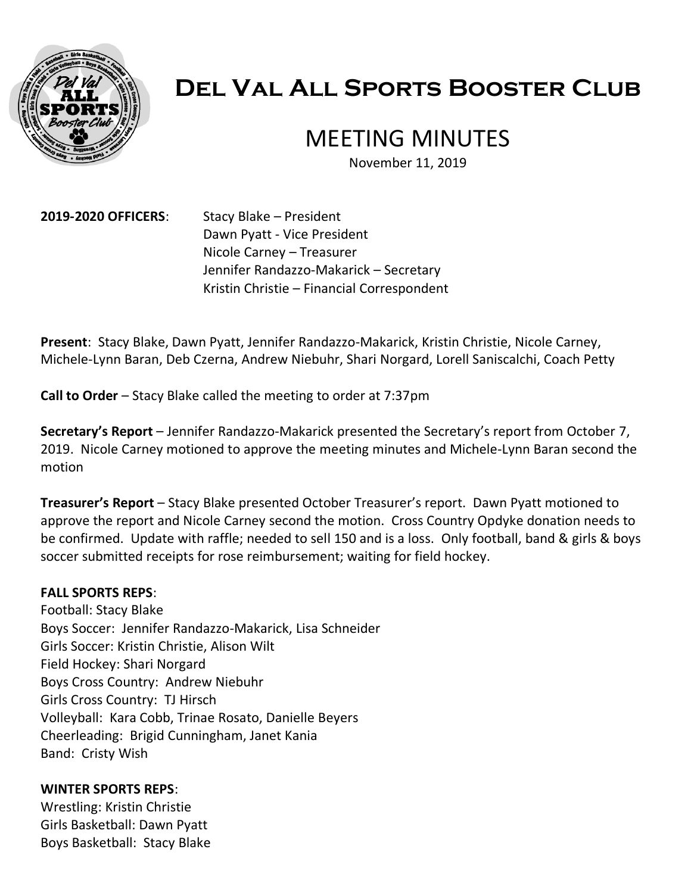# Del Val All Sports Booster Club

## MEETING MINUTES

November 11, 2019

**2019-2020 OFFICERS**: Stacy Blake – President
Dawn Pyatt - Vice President
Nicole Carney – Treasurer
Jennifer Randazzo-Makarick – Secretary
Kristin Christie – Financial Correspondent

**Present**: Stacy Blake, Dawn Pyatt, Jennifer Randazzo-Makarick, Kristin Christie, Nicole Carney, Michele-Lynn Baran, Deb Czerna, Andrew Niebuhr, Shari Norgard, Lorell Saniscalchi, Coach Petty

**Call to Order** – Stacy Blake called the meeting to order at 7:37pm

**Secretary's Report** – Jennifer Randazzo-Makarick presented the Secretary's report from October 7, 2019. Nicole Carney motioned to approve the meeting minutes and Michele-Lynn Baran second the motion

**Treasurer's Report** – Stacy Blake presented October Treasurer's report. Dawn Pyatt motioned to approve the report and Nicole Carney second the motion. Cross Country Opdyke donation needs to be confirmed. Update with raffle; needed to sell 150 and is a loss. Only football, band & girls & boys soccer submitted receipts for rose reimbursement; waiting for field hockey.

**FALL SPORTS REPS**:
Football: Stacy Blake
Boys Soccer: Jennifer Randazzo-Makarick, Lisa Schneider
Girls Soccer: Kristin Christie, Alison Wilt
Field Hockey: Shari Norgard
Boys Cross Country: Andrew Niebuhr
Girls Cross Country: TJ Hirsch
Volleyball: Kara Cobb, Trinae Rosato, Danielle Beyers
Cheerleading: Brigid Cunningham, Janet Kania
Band: Cristy Wish

**WINTER SPORTS REPS**:
Wrestling: Kristin Christie
Girls Basketball: Dawn Pyatt
Boys Basketball: Stacy Blake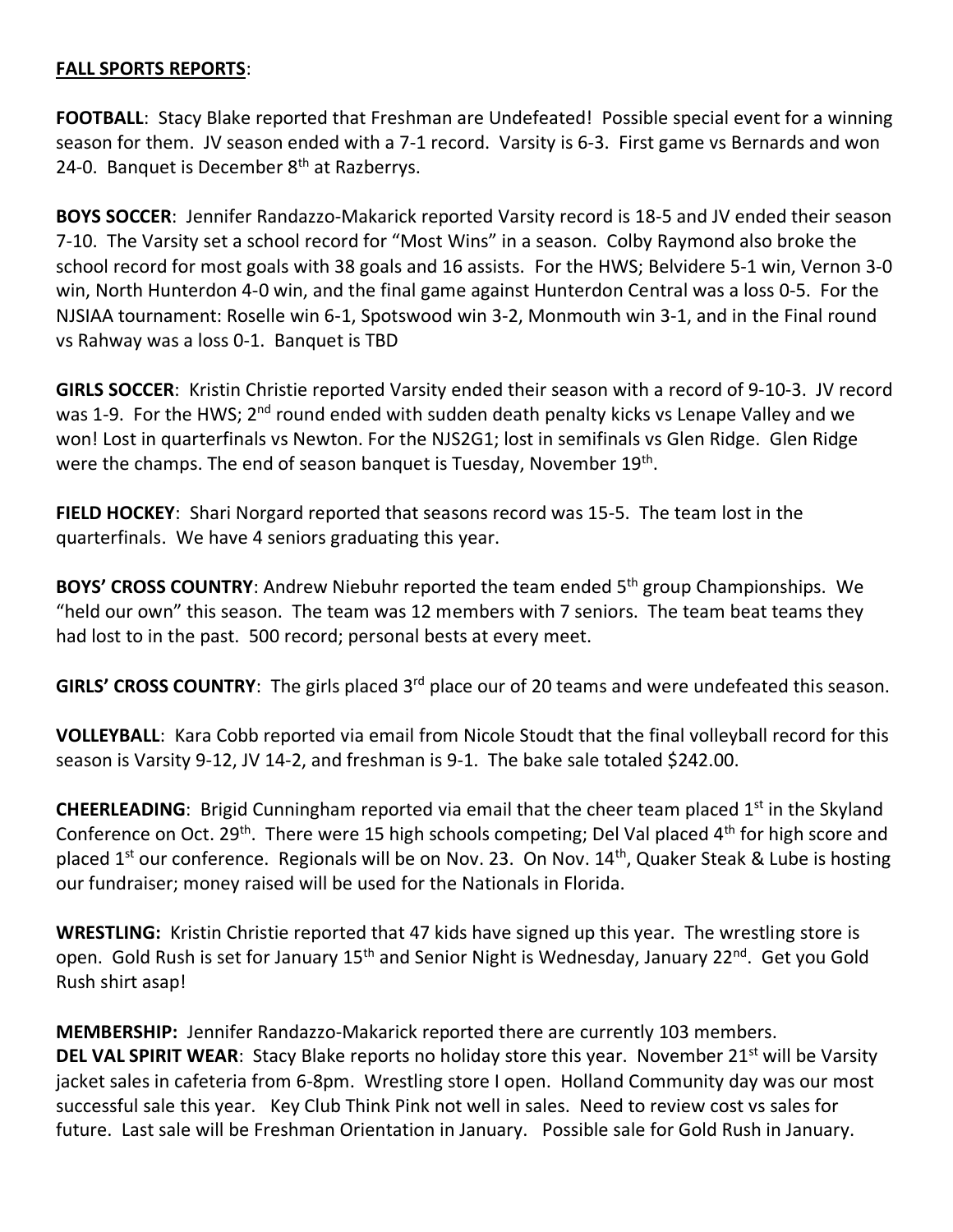**FALL SPORTS REPORTS**:

**FOOTBALL**: Stacy Blake reported that Freshman are Undefeated! Possible special event for a winning season for them. JV season ended with a 7-1 record. Varsity is 6-3. First game vs Bernards and won 24-0. Banquet is December 8th at Razberrys.

**BOYS SOCCER**: Jennifer Randazzo-Makarick reported Varsity record is 18-5 and JV ended their season 7-10. The Varsity set a school record for "Most Wins" in a season. Colby Raymond also broke the school record for most goals with 38 goals and 16 assists. For the HWS; Belvidere 5-1 win, Vernon 3-0 win, North Hunterdon 4-0 win, and the final game against Hunterdon Central was a loss 0-5. For the NJSIAA tournament: Roselle win 6-1, Spotswood win 3-2, Monmouth win 3-1, and in the Final round vs Rahway was a loss 0-1. Banquet is TBD

**GIRLS SOCCER**: Kristin Christie reported Varsity ended their season with a record of 9-10-3. JV record was 1-9. For the HWS; 2nd round ended with sudden death penalty kicks vs Lenape Valley and we won! Lost in quarterfinals vs Newton. For the NJS2G1; lost in semifinals vs Glen Ridge. Glen Ridge were the champs. The end of season banquet is Tuesday, November 19th.

**FIELD HOCKEY**: Shari Norgard reported that seasons record was 15-5. The team lost in the quarterfinals. We have 4 seniors graduating this year.

**BOYS' CROSS COUNTRY**: Andrew Niebuhr reported the team ended 5th group Championships. We "held our own" this season. The team was 12 members with 7 seniors. The team beat teams they had lost to in the past. 500 record; personal bests at every meet.

**GIRLS' CROSS COUNTRY**: The girls placed 3rd place our of 20 teams and were undefeated this season.

**VOLLEYBALL**: Kara Cobb reported via email from Nicole Stoudt that the final volleyball record for this season is Varsity 9-12, JV 14-2, and freshman is 9-1. The bake sale totaled $242.00.

**CHEERLEADING**: Brigid Cunningham reported via email that the cheer team placed 1st in the Skyland Conference on Oct. 29th. There were 15 high schools competing; Del Val placed 4th for high score and placed 1st our conference. Regionals will be on Nov. 23. On Nov. 14th, Quaker Steak & Lube is hosting our fundraiser; money raised will be used for the Nationals in Florida.

**WRESTLING:** Kristin Christie reported that 47 kids have signed up this year. The wrestling store is open. Gold Rush is set for January 15th and Senior Night is Wednesday, January 22nd. Get you Gold Rush shirt asap!

**MEMBERSHIP:** Jennifer Randazzo-Makarick reported there are currently 103 members.
**DEL VAL SPIRIT WEAR**: Stacy Blake reports no holiday store this year. November 21st will be Varsity jacket sales in cafeteria from 6-8pm. Wrestling store I open. Holland Community day was our most successful sale this year. Key Club Think Pink not well in sales. Need to review cost vs sales for future. Last sale will be Freshman Orientation in January. Possible sale for Gold Rush in January.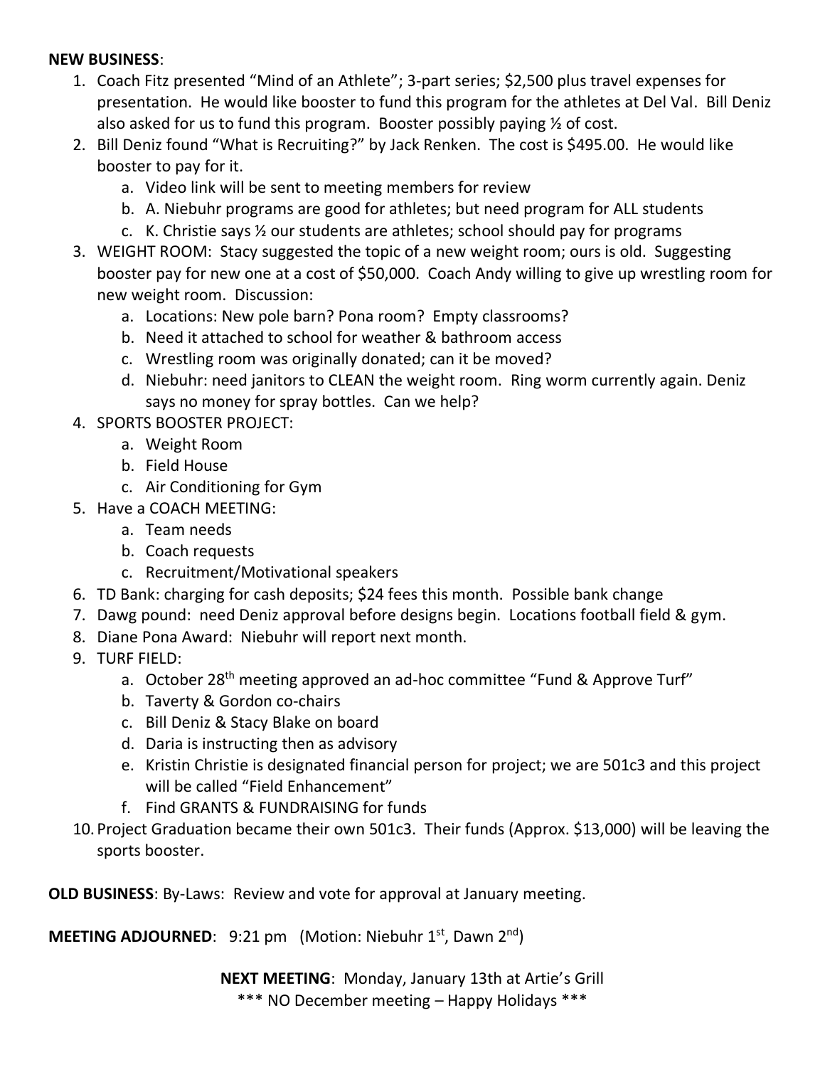**NEW BUSINESS**:

1. Coach Fitz presented "Mind of an Athlete"; 3-part series; $2,500 plus travel expenses for presentation. He would like booster to fund this program for the athletes at Del Val. Bill Deniz also asked for us to fund this program. Booster possibly paying ½ of cost.
2. Bill Deniz found "What is Recruiting?" by Jack Renken. The cost is $495.00. He would like booster to pay for it.
   a. Video link will be sent to meeting members for review
   b. A. Niebuhr programs are good for athletes; but need program for ALL students
   c. K. Christie says ½ our students are athletes; school should pay for programs
3. WEIGHT ROOM: Stacy suggested the topic of a new weight room; ours is old. Suggesting booster pay for new one at a cost of $50,000. Coach Andy willing to give up wrestling room for new weight room. Discussion:
   a. Locations: New pole barn? Pona room? Empty classrooms?
   b. Need it attached to school for weather & bathroom access
   c. Wrestling room was originally donated; can it be moved?
   d. Niebuhr: need janitors to CLEAN the weight room. Ring worm currently again. Deniz says no money for spray bottles. Can we help?
4. SPORTS BOOSTER PROJECT:
   a. Weight Room
   b. Field House
   c. Air Conditioning for Gym
5. Have a COACH MEETING:
   a. Team needs
   b. Coach requests
   c. Recruitment/Motivational speakers
6. TD Bank: charging for cash deposits; $24 fees this month. Possible bank change
7. Dawg pound: need Deniz approval before designs begin. Locations football field & gym.
8. Diane Pona Award: Niebuhr will report next month.
9. TURF FIELD:
   a. October 28th meeting approved an ad-hoc committee "Fund & Approve Turf"
   b. Taverty & Gordon co-chairs
   c. Bill Deniz & Stacy Blake on board
   d. Daria is instructing then as advisory
   e. Kristin Christie is designated financial person for project; we are 501c3 and this project will be called "Field Enhancement"
   f. Find GRANTS & FUNDRAISING for funds
10. Project Graduation became their own 501c3. Their funds (Approx. $13,000) will be leaving the sports booster.

**OLD BUSINESS**: By-Laws: Review and vote for approval at January meeting.

**MEETING ADJOURNED**: 9:21 pm (Motion: Niebuhr 1st, Dawn 2nd)

**NEXT MEETING**: Monday, January 13th at Artie's Grill

*** NO December meeting – Happy Holidays ***